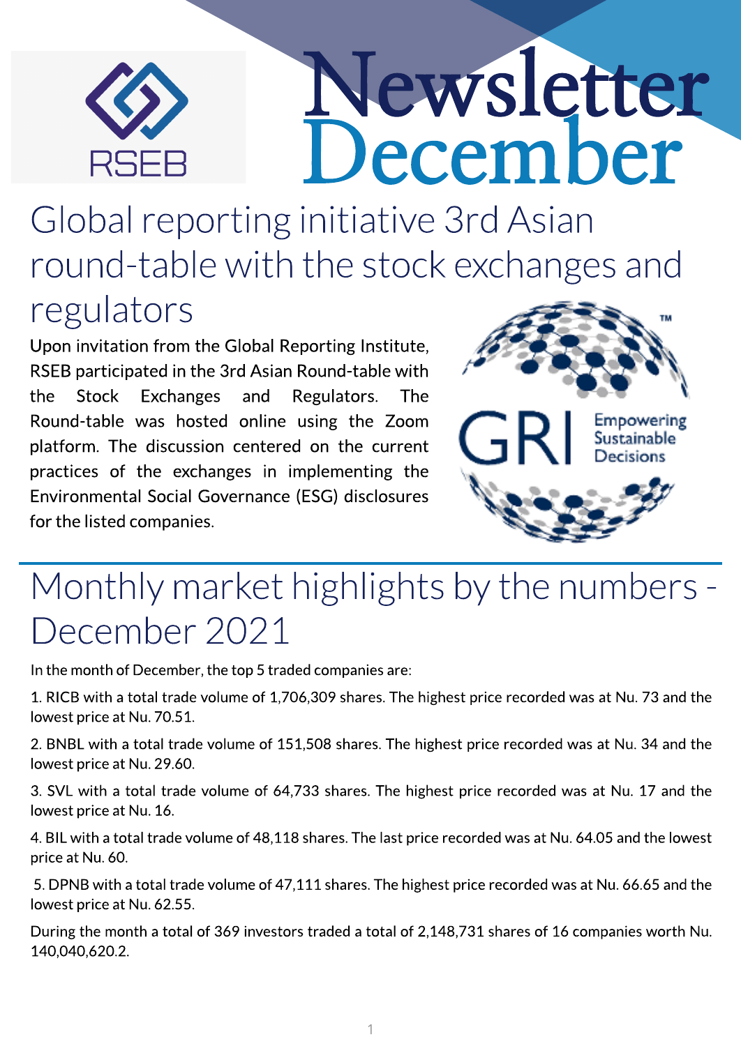RSEB

# Newsletter December

## Global reporting initiative 3rd Asian round-table with the stock exchanges and regulators

Upon invitation from the Global Reporting Institute, RSEB participated in the 3rd Asian Round-table with the Stock Exchanges and Regulators. The Round-table was hosted online using the Zoom platform. The discussion centered on the current practices of the exchanges in implementing the Environmental Social Governance (ESG) disclosures for the listed companies.

GRI Empowering Sustainable Decisions

## Monthly market highlights by the numbers - December 2021

In the month of December, the top 5 traded companies are:

1. RICB with a total trade volume of 1,706,309 shares. The highest price recorded was at Nu. 73 and the lowest price at Nu. 70.51.

2. BNBL with a total trade volume of 151,508 shares. The highest price recorded was at Nu. 34 and the lowest price at Nu. 29.60.

3. SVL with a total trade volume of 64,733 shares. The highest price recorded was at Nu. 17 and the lowest price at Nu. 16.

4. BIL with a total trade volume of 48,118 shares. The last price recorded was at Nu. 64.05 and the lowest price at Nu. 60.

5. DPNB with a total trade volume of 47,111 shares. The highest price recorded was at Nu. 66.65 and the lowest price at Nu. 62.55.

During the month a total of 369 investors traded a total of 2,148,731 shares of 16 companies worth Nu. 140,040,620.2.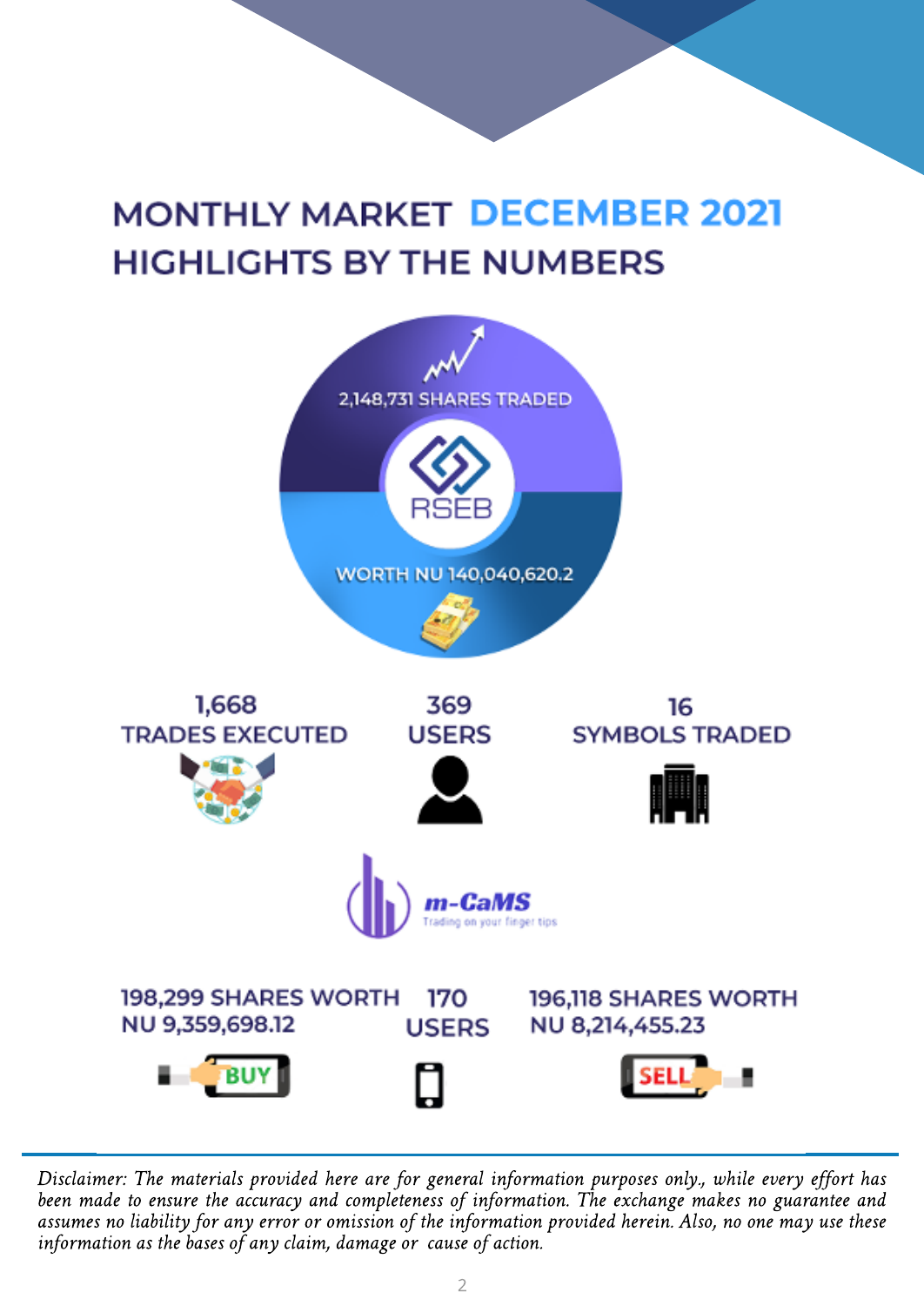# MONTHLY MARKET DECEMBER 2021 HIGHLIGHTS BY THE NUMBERS

2,148,731 SHARES TRADED

RSEB

WORTH NU 140,040,620.2

1,668
TRADES EXECUTED

369
USERS

16
SYMBOLS TRADED

m-CaMS
Trading on your finger tips

198,299 SHARES WORTH NU 9,359,698.12

BUY

170
USERS

196,118 SHARES WORTH NU 8,214,455.23

SELL

*Disclaimer: The materials provided here are for general information purposes only., while every effort has been made to ensure the accuracy and completeness of information. The exchange makes no guarantee and assumes no liability for any error or omission of the information provided herein. Also, no one may use these information as the bases of any claim, damage or cause of action.*